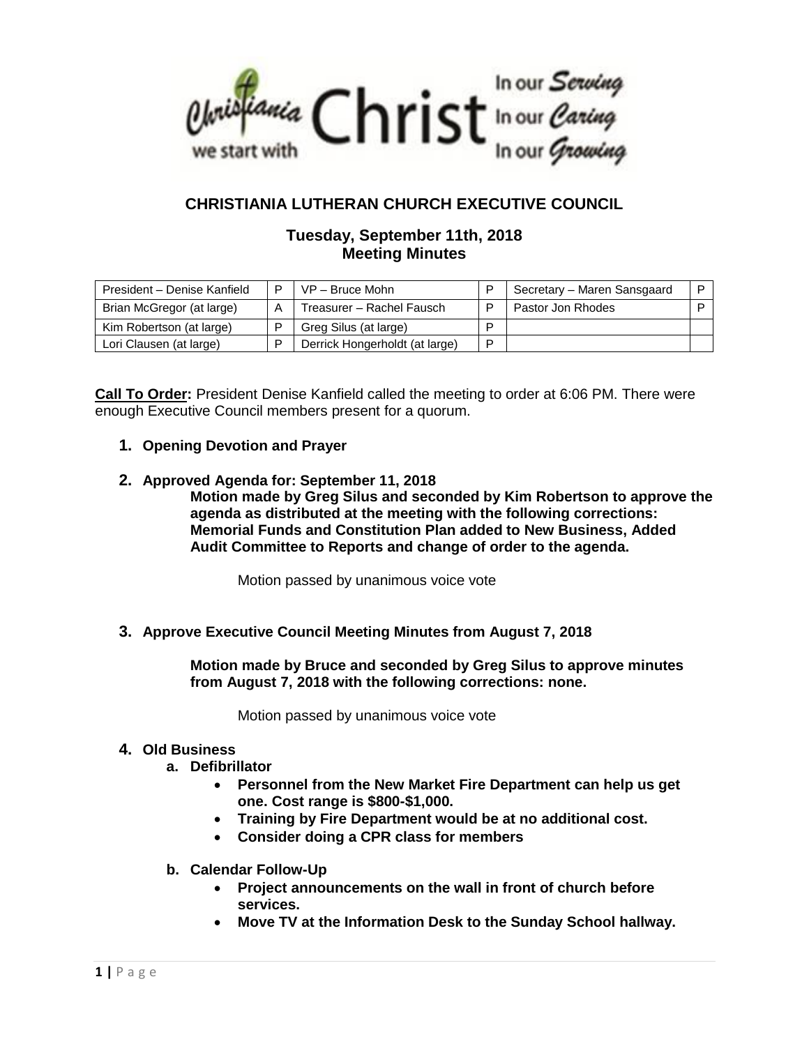Christiania Christ — we start with — In our Serving, In our Caring, In our Growing

# CHRISTIANIA LUTHERAN CHURCH EXECUTIVE COUNCIL

## Tuesday, September 11th, 2018
## Meeting Minutes

| President – Denise Kanfield | P | VP – Bruce Mohn | P | Secretary – Maren Sansgaard | P |
|---|---|---|---|---|---|
| Brian McGregor (at large) | A | Treasurer – Rachel Fausch | P | Pastor Jon Rhodes | P |
| Kim Robertson (at large) | P | Greg Silus (at large) | P | | |
| Lori Clausen (at large) | P | Derrick Hongerholdt (at large) | P | | |

**Call To Order:** President Denise Kanfield called the meeting to order at 6:06 PM. There were enough Executive Council members present for a quorum.

1. **Opening Devotion and Prayer**

2. **Approved Agenda for: September 11, 2018**

   **Motion made by Greg Silus and seconded by Kim Robertson to approve the agenda as distributed at the meeting with the following corrections: Memorial Funds and Constitution Plan added to New Business, Added Audit Committee to Reports and change of order to the agenda.**

   Motion passed by unanimous voice vote

3. **Approve Executive Council Meeting Minutes from August 7, 2018**

   **Motion made by Bruce and seconded by Greg Silus to approve minutes from August 7, 2018 with the following corrections: none.**

   Motion passed by unanimous voice vote

4. **Old Business**
   a. **Defibrillator**
      - **Personnel from the New Market Fire Department can help us get one. Cost range is $800-$1,000.**
      - **Training by Fire Department would be at no additional cost.**
      - **Consider doing a CPR class for members**

   b. **Calendar Follow-Up**
      - **Project announcements on the wall in front of church before services.**
      - **Move TV at the Information Desk to the Sunday School hallway.**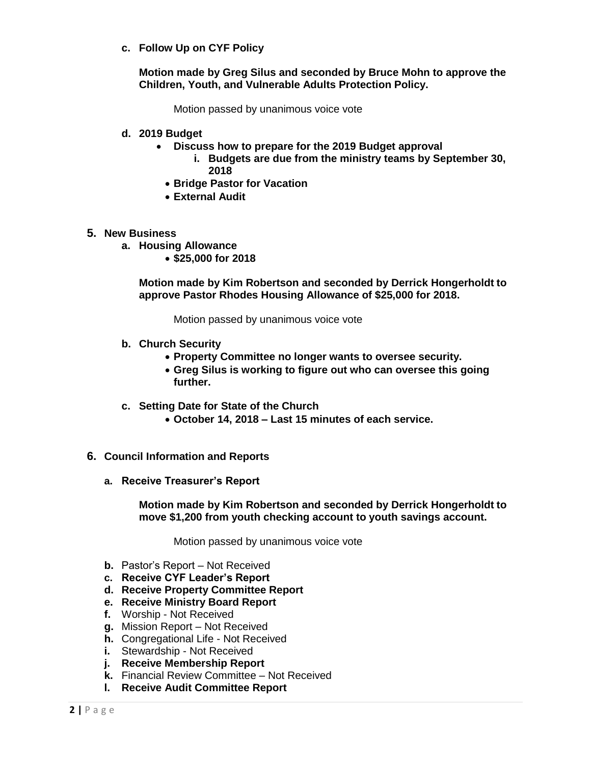c. **Follow Up on CYF Policy**

   **Motion made by Greg Silus and seconded by Bruce Mohn to approve the Children, Youth, and Vulnerable Adults Protection Policy.**

   Motion passed by unanimous voice vote

d. **2019 Budget**
   - **Discuss how to prepare for the 2019 Budget approval**
     i. **Budgets are due from the ministry teams by September 30, 2018**
   - **Bridge Pastor for Vacation**
   - **External Audit**

5. **New Business**

   a. **Housing Allowance**
      - **$25,000 for 2018**

      **Motion made by Kim Robertson and seconded by Derrick Hongerholdt to approve Pastor Rhodes Housing Allowance of $25,000 for 2018.**

      Motion passed by unanimous voice vote

   b. **Church Security**
      - **Property Committee no longer wants to oversee security.**
      - **Greg Silus is working to figure out who can oversee this going further.**

   c. **Setting Date for State of the Church**
      - **October 14, 2018 – Last 15 minutes of each service.**

6. **Council Information and Reports**

   a. **Receive Treasurer's Report**

      **Motion made by Kim Robertson and seconded by Derrick Hongerholdt to move $1,200 from youth checking account to youth savings account.**

      Motion passed by unanimous voice vote

   b. Pastor's Report – Not Received
   c. **Receive CYF Leader's Report**
   d. **Receive Property Committee Report**
   e. **Receive Ministry Board Report**
   f. Worship - Not Received
   g. Mission Report – Not Received
   h. Congregational Life - Not Received
   i. Stewardship - Not Received
   j. **Receive Membership Report**
   k. Financial Review Committee – Not Received
   l. **Receive Audit Committee Report**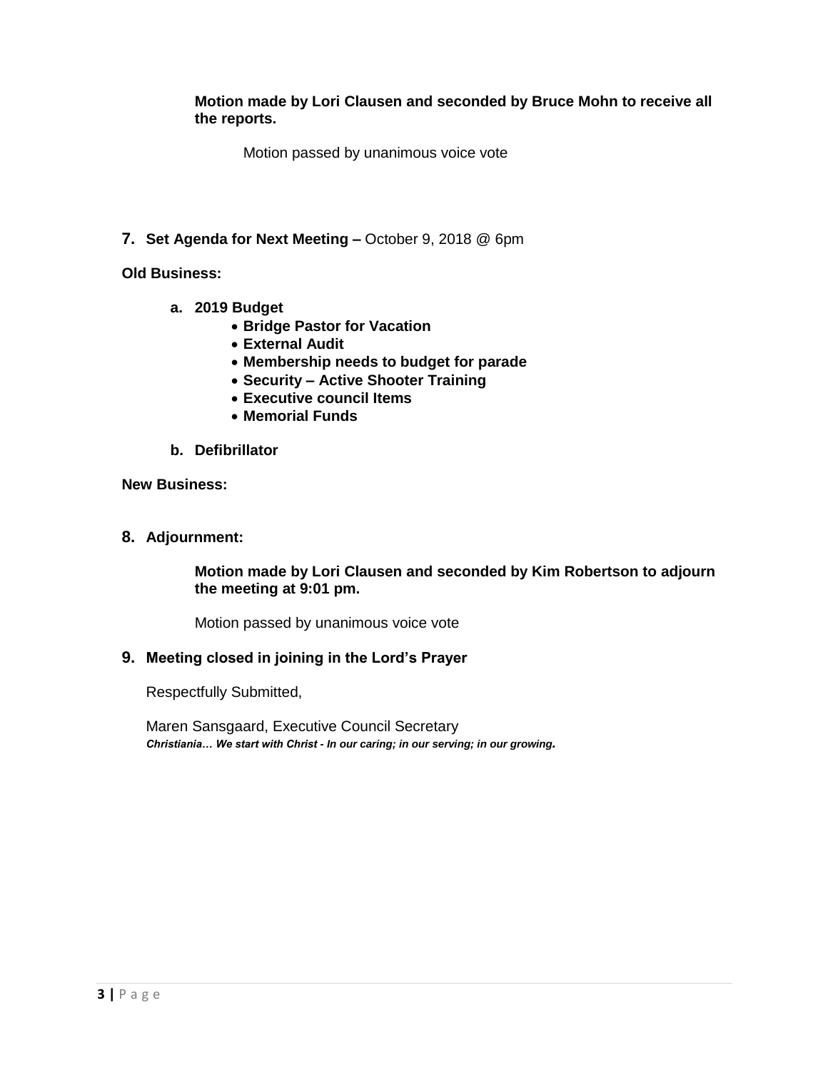**Motion made by Lori Clausen and seconded by Bruce Mohn to receive all the reports.**

Motion passed by unanimous voice vote

7. **Set Agenda for Next Meeting –** October 9, 2018 @ 6pm

**Old Business:**

a. **2019 Budget**
   - **Bridge Pastor for Vacation**
   - **External Audit**
   - **Membership needs to budget for parade**
   - **Security – Active Shooter Training**
   - **Executive council Items**
   - **Memorial Funds**

b. **Defibrillator**

**New Business:**

8. **Adjournment:**

**Motion made by Lori Clausen and seconded by Kim Robertson to adjourn the meeting at 9:01 pm.**

Motion passed by unanimous voice vote

9. **Meeting closed in joining in the Lord's Prayer**

Respectfully Submitted,

Maren Sansgaard, Executive Council Secretary

***Christiania… We start with Christ - In our caring; in our serving; in our growing.***